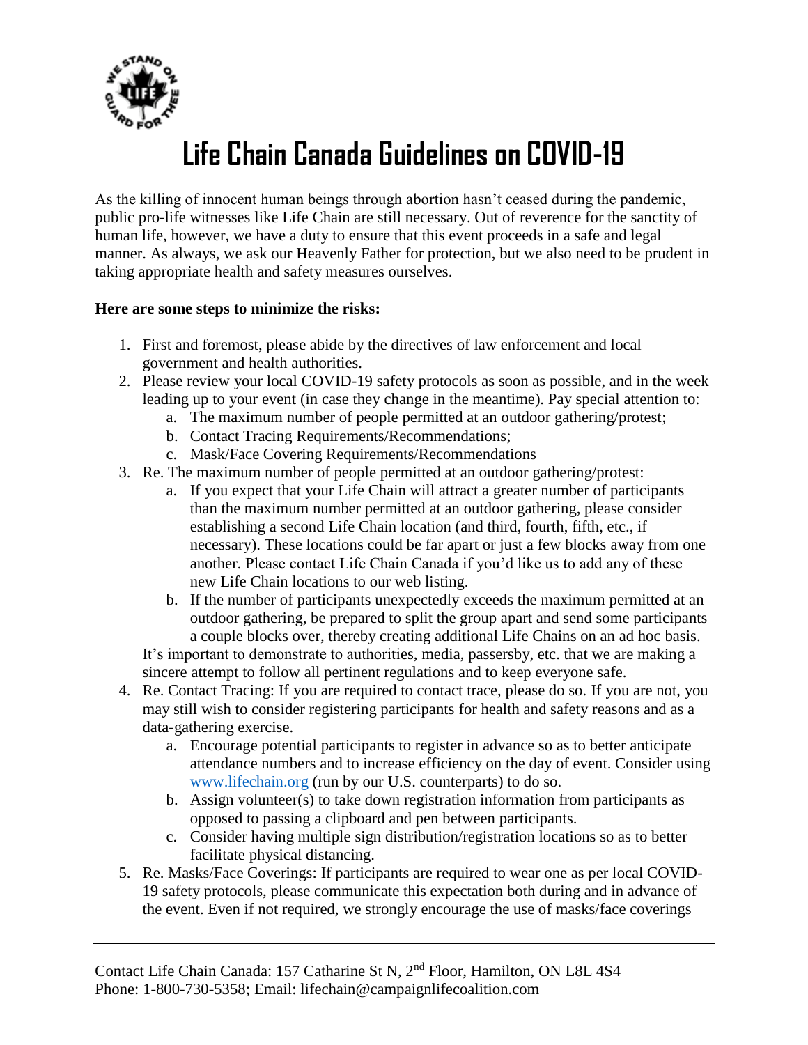# Life Chain Canada Guidelines on COVID-19

As the killing of innocent human beings through abortion hasn't ceased during the pandemic, public pro-life witnesses like Life Chain are still necessary. Out of reverence for the sanctity of human life, however, we have a duty to ensure that this event proceeds in a safe and legal manner. As always, we ask our Heavenly Father for protection, but we also need to be prudent in taking appropriate health and safety measures ourselves.

**Here are some steps to minimize the risks:**

1. First and foremost, please abide by the directives of law enforcement and local government and health authorities.
2. Please review your local COVID-19 safety protocols as soon as possible, and in the week leading up to your event (in case they change in the meantime). Pay special attention to:
   a. The maximum number of people permitted at an outdoor gathering/protest;
   b. Contact Tracing Requirements/Recommendations;
   c. Mask/Face Covering Requirements/Recommendations
3. Re. The maximum number of people permitted at an outdoor gathering/protest:
   a. If you expect that your Life Chain will attract a greater number of participants than the maximum number permitted at an outdoor gathering, please consider establishing a second Life Chain location (and third, fourth, fifth, etc., if necessary). These locations could be far apart or just a few blocks away from one another. Please contact Life Chain Canada if you'd like us to add any of these new Life Chain locations to our web listing.
   b. If the number of participants unexpectedly exceeds the maximum permitted at an outdoor gathering, be prepared to split the group apart and send some participants a couple blocks over, thereby creating additional Life Chains on an ad hoc basis.

   It's important to demonstrate to authorities, media, passersby, etc. that we are making a sincere attempt to follow all pertinent regulations and to keep everyone safe.
4. Re. Contact Tracing: If you are required to contact trace, please do so. If you are not, you may still wish to consider registering participants for health and safety reasons and as a data-gathering exercise.
   a. Encourage potential participants to register in advance so as to better anticipate attendance numbers and to increase efficiency on the day of event. Consider using [www.lifechain.org](http://www.lifechain.org) (run by our U.S. counterparts) to do so.
   b. Assign volunteer(s) to take down registration information from participants as opposed to passing a clipboard and pen between participants.
   c. Consider having multiple sign distribution/registration locations so as to better facilitate physical distancing.
5. Re. Masks/Face Coverings: If participants are required to wear one as per local COVID-19 safety protocols, please communicate this expectation both during and in advance of the event. Even if not required, we strongly encourage the use of masks/face coverings

---

Contact Life Chain Canada: 157 Catharine St N, 2nd Floor, Hamilton, ON L8L 4S4
Phone: 1-800-730-5358; Email: lifechain@campaignlifecoalition.com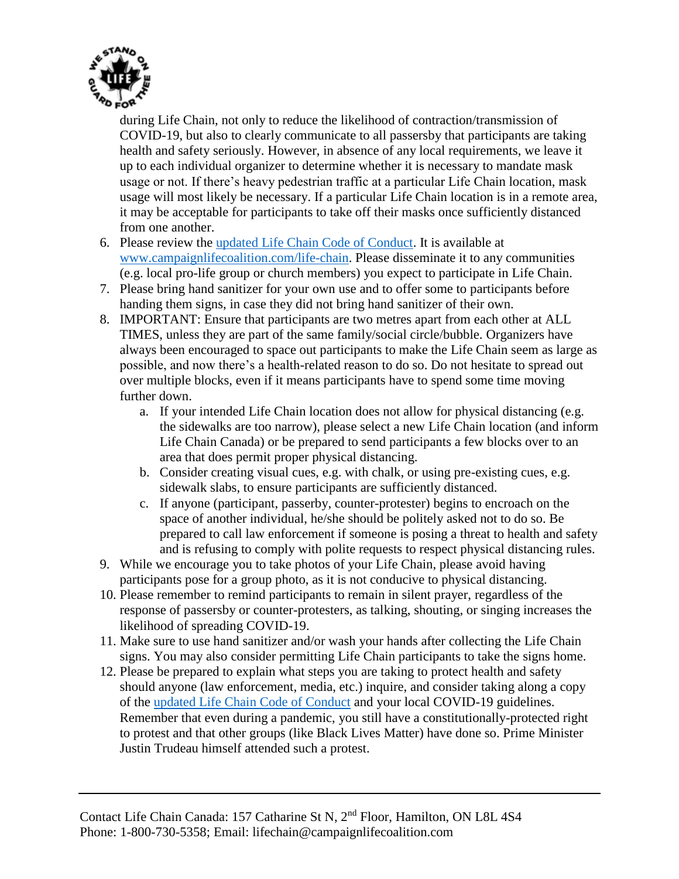during Life Chain, not only to reduce the likelihood of contraction/transmission of COVID-19, but also to clearly communicate to all passersby that participants are taking health and safety seriously. However, in absence of any local requirements, we leave it up to each individual organizer to determine whether it is necessary to mandate mask usage or not. If there's heavy pedestrian traffic at a particular Life Chain location, mask usage will most likely be necessary. If a particular Life Chain location is in a remote area, it may be acceptable for participants to take off their masks once sufficiently distanced from one another.

6. Please review the [updated Life Chain Code of Conduct](www.campaignlifecoalition.com/life-chain). It is available at www.campaignlifecoalition.com/life-chain. Please disseminate it to any communities (e.g. local pro-life group or church members) you expect to participate in Life Chain.
7. Please bring hand sanitizer for your own use and to offer some to participants before handing them signs, in case they did not bring hand sanitizer of their own.
8. IMPORTANT: Ensure that participants are two metres apart from each other at ALL TIMES, unless they are part of the same family/social circle/bubble. Organizers have always been encouraged to space out participants to make the Life Chain seem as large as possible, and now there's a health-related reason to do so. Do not hesitate to spread out over multiple blocks, even if it means participants have to spend some time moving further down.
    a. If your intended Life Chain location does not allow for physical distancing (e.g. the sidewalks are too narrow), please select a new Life Chain location (and inform Life Chain Canada) or be prepared to send participants a few blocks over to an area that does permit proper physical distancing.
    b. Consider creating visual cues, e.g. with chalk, or using pre-existing cues, e.g. sidewalk slabs, to ensure participants are sufficiently distanced.
    c. If anyone (participant, passerby, counter-protester) begins to encroach on the space of another individual, he/she should be politely asked not to do so. Be prepared to call law enforcement if someone is posing a threat to health and safety and is refusing to comply with polite requests to respect physical distancing rules.
9. While we encourage you to take photos of your Life Chain, please avoid having participants pose for a group photo, as it is not conducive to physical distancing.
10. Please remember to remind participants to remain in silent prayer, regardless of the response of passersby or counter-protesters, as talking, shouting, or singing increases the likelihood of spreading COVID-19.
11. Make sure to use hand sanitizer and/or wash your hands after collecting the Life Chain signs. You may also consider permitting Life Chain participants to take the signs home.
12. Please be prepared to explain what steps you are taking to protect health and safety should anyone (law enforcement, media, etc.) inquire, and consider taking along a copy of the [updated Life Chain Code of Conduct](www.campaignlifecoalition.com/life-chain) and your local COVID-19 guidelines. Remember that even during a pandemic, you still have a constitutionally-protected right to protest and that other groups (like Black Lives Matter) have done so. Prime Minister Justin Trudeau himself attended such a protest.

---

Contact Life Chain Canada: 157 Catharine St N, 2nd Floor, Hamilton, ON L8L 4S4
Phone: 1-800-730-5358; Email: lifechain@campaignlifecoalition.com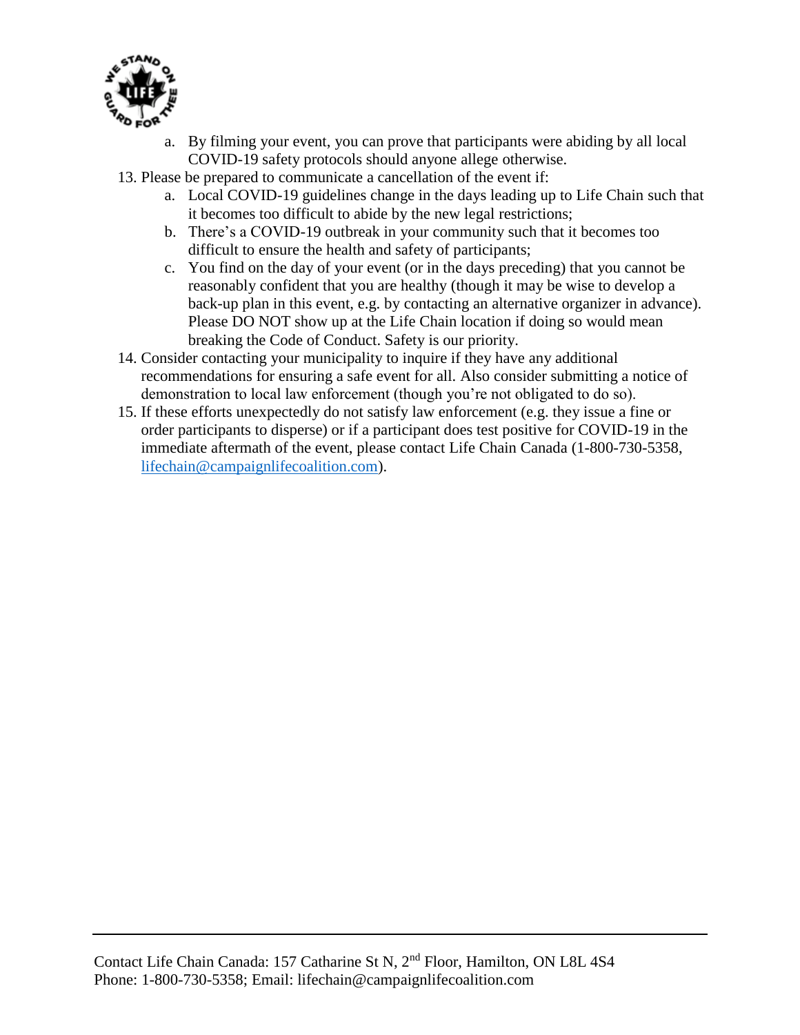a. By filming your event, you can prove that participants were abiding by all local COVID-19 safety protocols should anyone allege otherwise.

13. Please be prepared to communicate a cancellation of the event if:
    a. Local COVID-19 guidelines change in the days leading up to Life Chain such that it becomes too difficult to abide by the new legal restrictions;
    b. There's a COVID-19 outbreak in your community such that it becomes too difficult to ensure the health and safety of participants;
    c. You find on the day of your event (or in the days preceding) that you cannot be reasonably confident that you are healthy (though it may be wise to develop a back-up plan in this event, e.g. by contacting an alternative organizer in advance). Please DO NOT show up at the Life Chain location if doing so would mean breaking the Code of Conduct. Safety is our priority.
14. Consider contacting your municipality to inquire if they have any additional recommendations for ensuring a safe event for all. Also consider submitting a notice of demonstration to local law enforcement (though you're not obligated to do so).
15. If these efforts unexpectedly do not satisfy law enforcement (e.g. they issue a fine or order participants to disperse) or if a participant does test positive for COVID-19 in the immediate aftermath of the event, please contact Life Chain Canada (1-800-730-5358, lifechain@campaignlifecoalition.com).

Contact Life Chain Canada: 157 Catharine St N, 2nd Floor, Hamilton, ON L8L 4S4
Phone: 1-800-730-5358; Email: lifechain@campaignlifecoalition.com